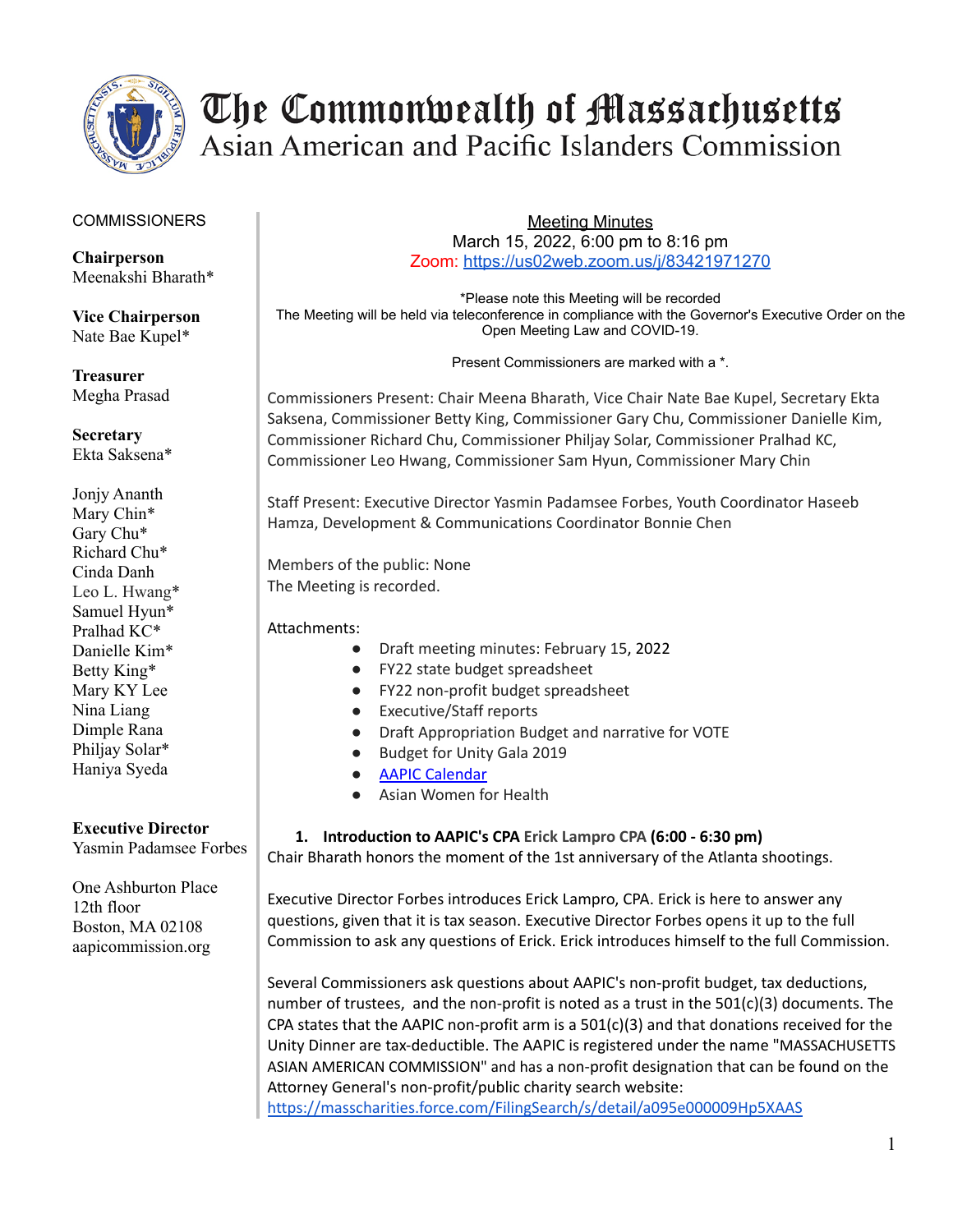# The Commonwealth of Massachusetts
## Asian American and Pacific Islanders Commission

COMMISSIONERS

**Chairperson**
Meenakshi Bharath*

**Vice Chairperson**
Nate Bae Kupel*

**Treasurer**
Megha Prasad

**Secretary**
Ekta Saksena*

Jonjy Ananth
Mary Chin*
Gary Chu*
Richard Chu*
Cinda Danh
Leo L. Hwang*
Samuel Hyun*
Pralhad KC*
Danielle Kim*
Betty King*
Mary KY Lee
Nina Liang
Dimple Rana
Philjay Solar*
Haniya Syeda

**Executive Director**
Yasmin Padamsee Forbes

One Ashburton Place
12th floor
Boston, MA 02108
aapicommission.org

Meeting Minutes
March 15, 2022, 6:00 pm to 8:16 pm
Zoom: https://us02web.zoom.us/j/83421971270

*Please note this Meeting will be recorded
The Meeting will be held via teleconference in compliance with the Governor's Executive Order on the Open Meeting Law and COVID-19.

Present Commissioners are marked with a *.

Commissioners Present: Chair Meena Bharath, Vice Chair Nate Bae Kupel, Secretary Ekta Saksena, Commissioner Betty King, Commissioner Gary Chu, Commissioner Danielle Kim, Commissioner Richard Chu, Commissioner Philjay Solar, Commissioner Pralhad KC, Commissioner Leo Hwang, Commissioner Sam Hyun, Commissioner Mary Chin

Staff Present: Executive Director Yasmin Padamsee Forbes, Youth Coordinator Haseeb Hamza, Development & Communications Coordinator Bonnie Chen

Members of the public: None
The Meeting is recorded.

Attachments:
- Draft meeting minutes: February 15, 2022
- FY22 state budget spreadsheet
- FY22 non-profit budget spreadsheet
- Executive/Staff reports
- Draft Appropriation Budget and narrative for VOTE
- Budget for Unity Gala 2019
- AAPIC Calendar
- Asian Women for Health

1. **Introduction to AAPIC's CPA Erick Lampro CPA (6:00 - 6:30 pm)**

Chair Bharath honors the moment of the 1st anniversary of the Atlanta shootings.

Executive Director Forbes introduces Erick Lampro, CPA. Erick is here to answer any questions, given that it is tax season. Executive Director Forbes opens it up to the full Commission to ask any questions of Erick. Erick introduces himself to the full Commission.

Several Commissioners ask questions about AAPIC's non-profit budget, tax deductions, number of trustees, and the non-profit is noted as a trust in the 501(c)(3) documents. The CPA states that the AAPIC non-profit arm is a 501(c)(3) and that donations received for the Unity Dinner are tax-deductible. The AAPIC is registered under the name "MASSACHUSETTS ASIAN AMERICAN COMMISSION" and has a non-profit designation that can be found on the Attorney General's non-profit/public charity search website: https://masscharities.force.com/FilingSearch/s/detail/a095e000009Hp5XAAS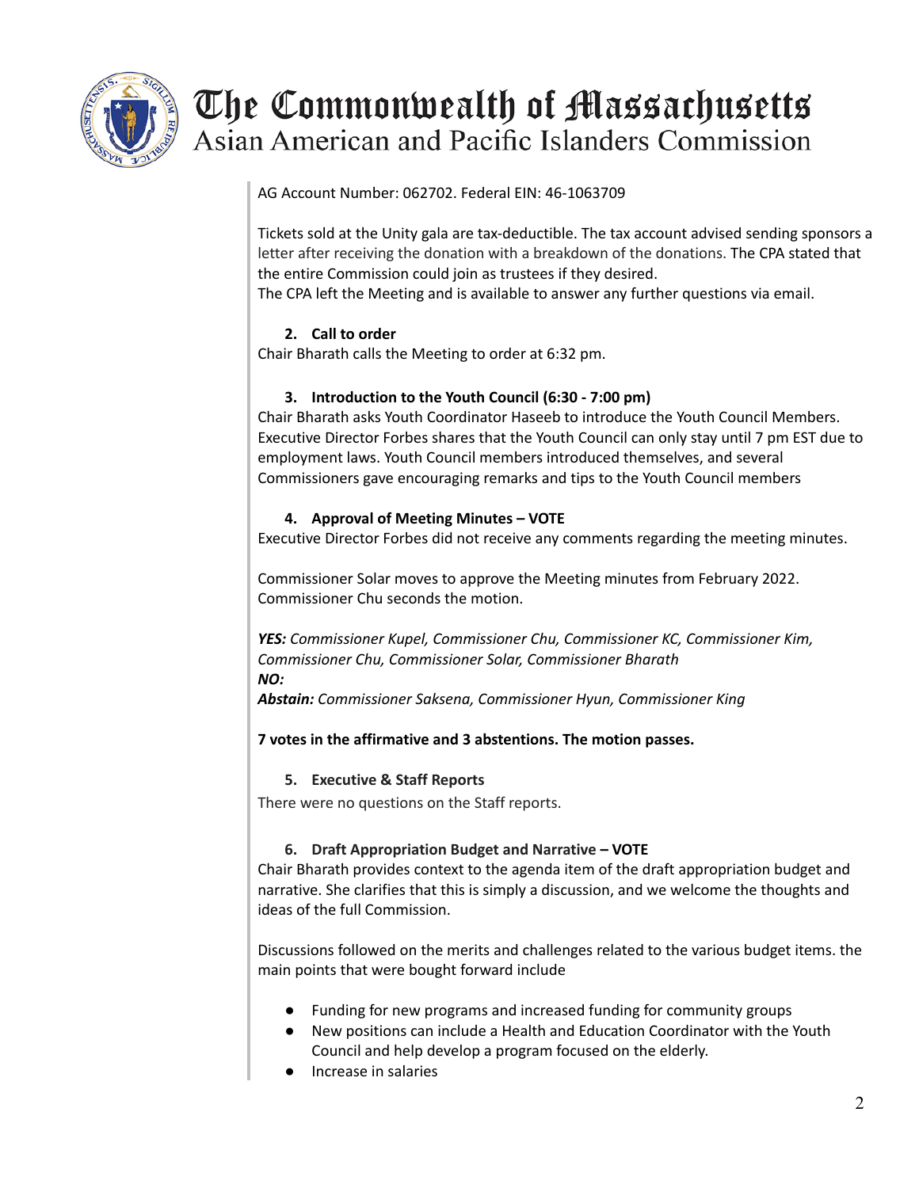AG Account Number: 062702. Federal EIN: 46-1063709

Tickets sold at the Unity gala are tax-deductible. The tax account advised sending sponsors a letter after receiving the donation with a breakdown of the donations. The CPA stated that the entire Commission could join as trustees if they desired.
The CPA left the Meeting and is available to answer any further questions via email.

**2. Call to order**

Chair Bharath calls the Meeting to order at 6:32 pm.

**3. Introduction to the Youth Council (6:30 - 7:00 pm)**

Chair Bharath asks Youth Coordinator Haseeb to introduce the Youth Council Members. Executive Director Forbes shares that the Youth Council can only stay until 7 pm EST due to employment laws. Youth Council members introduced themselves, and several Commissioners gave encouraging remarks and tips to the Youth Council members

**4. Approval of Meeting Minutes – VOTE**

Executive Director Forbes did not receive any comments regarding the meeting minutes.

Commissioner Solar moves to approve the Meeting minutes from February 2022. Commissioner Chu seconds the motion.

***YES:*** *Commissioner Kupel, Commissioner Chu, Commissioner KC, Commissioner Kim, Commissioner Chu, Commissioner Solar, Commissioner Bharath*
***NO:***
***Abstain:*** *Commissioner Saksena, Commissioner Hyun, Commissioner King*

**7 votes in the affirmative and 3 abstentions. The motion passes.**

**5. Executive & Staff Reports**

There were no questions on the Staff reports.

**6. Draft Appropriation Budget and Narrative – VOTE**

Chair Bharath provides context to the agenda item of the draft appropriation budget and narrative. She clarifies that this is simply a discussion, and we welcome the thoughts and ideas of the full Commission.

Discussions followed on the merits and challenges related to the various budget items. the main points that were bought forward include

- Funding for new programs and increased funding for community groups
- New positions can include a Health and Education Coordinator with the Youth Council and help develop a program focused on the elderly.
- Increase in salaries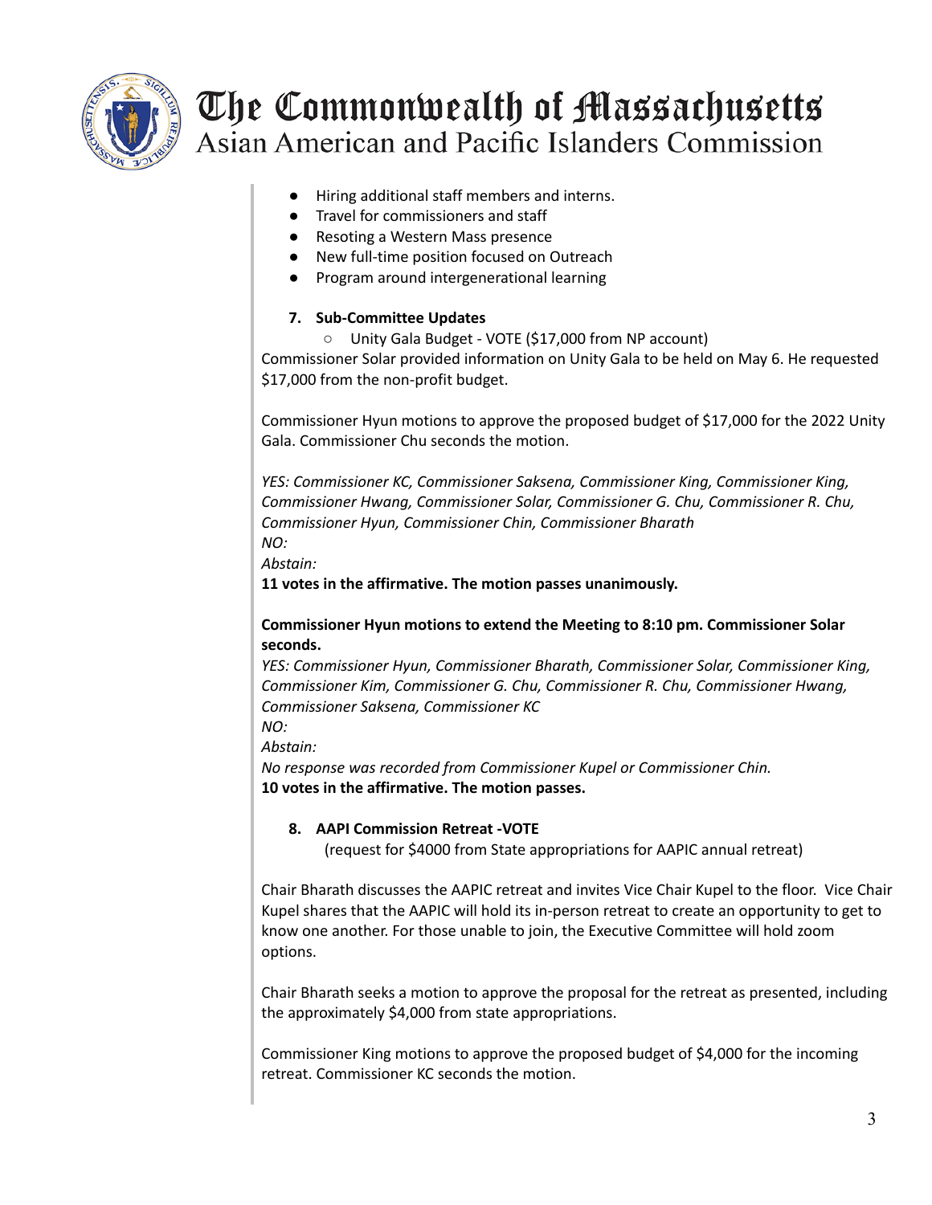- Hiring additional staff members and interns.
- Travel for commissioners and staff
- Resoting a Western Mass presence
- New full-time position focused on Outreach
- Program around intergenerational learning

7. **Sub-Committee Updates**
   - Unity Gala Budget - VOTE ($17,000 from NP account)

Commissioner Solar provided information on Unity Gala to be held on May 6. He requested $17,000 from the non-profit budget.

Commissioner Hyun motions to approve the proposed budget of $17,000 for the 2022 Unity Gala. Commissioner Chu seconds the motion.

*YES: Commissioner KC, Commissioner Saksena, Commissioner King, Commissioner King, Commissioner Hwang, Commissioner Solar, Commissioner G. Chu, Commissioner R. Chu, Commissioner Hyun, Commissioner Chin, Commissioner Bharath*
*NO:*
*Abstain:*
**11 votes in the affirmative. The motion passes unanimously.**

**Commissioner Hyun motions to extend the Meeting to 8:10 pm. Commissioner Solar seconds.**
*YES: Commissioner Hyun, Commissioner Bharath, Commissioner Solar, Commissioner King, Commissioner Kim, Commissioner G. Chu, Commissioner R. Chu, Commissioner Hwang, Commissioner Saksena, Commissioner KC*
*NO:*
*Abstain:*
*No response was recorded from Commissioner Kupel or Commissioner Chin.*
**10 votes in the affirmative. The motion passes.**

8. **AAPI Commission Retreat -VOTE**
   (request for $4000 from State appropriations for AAPIC annual retreat)

Chair Bharath discusses the AAPIC retreat and invites Vice Chair Kupel to the floor. Vice Chair Kupel shares that the AAPIC will hold its in-person retreat to create an opportunity to get to know one another. For those unable to join, the Executive Committee will hold zoom options.

Chair Bharath seeks a motion to approve the proposal for the retreat as presented, including the approximately $4,000 from state appropriations.

Commissioner King motions to approve the proposed budget of $4,000 for the incoming retreat. Commissioner KC seconds the motion.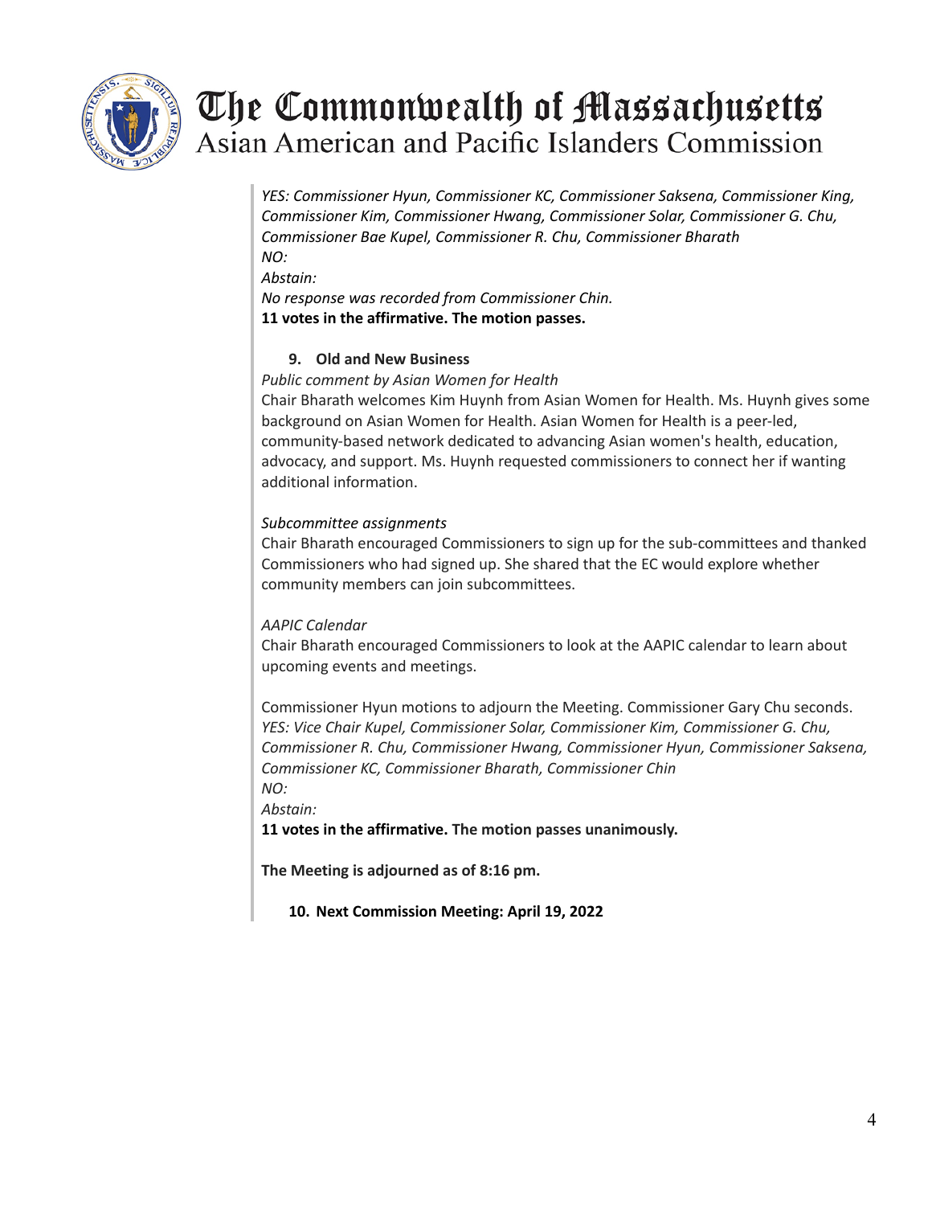*YES: Commissioner Hyun, Commissioner KC, Commissioner Saksena, Commissioner King, Commissioner Kim, Commissioner Hwang, Commissioner Solar, Commissioner G. Chu, Commissioner Bae Kupel, Commissioner R. Chu, Commissioner Bharath*
*NO:*
*Abstain:*
*No response was recorded from Commissioner Chin.*
**11 votes in the affirmative. The motion passes.**

## 9. Old and New Business

*Public comment by Asian Women for Health*
Chair Bharath welcomes Kim Huynh from Asian Women for Health. Ms. Huynh gives some background on Asian Women for Health. Asian Women for Health is a peer-led, community-based network dedicated to advancing Asian women's health, education, advocacy, and support. Ms. Huynh requested commissioners to connect her if wanting additional information.

*Subcommittee assignments*
Chair Bharath encouraged Commissioners to sign up for the sub-committees and thanked Commissioners who had signed up. She shared that the EC would explore whether community members can join subcommittees.

*AAPIC Calendar*
Chair Bharath encouraged Commissioners to look at the AAPIC calendar to learn about upcoming events and meetings.

Commissioner Hyun motions to adjourn the Meeting. Commissioner Gary Chu seconds.
*YES: Vice Chair Kupel, Commissioner Solar, Commissioner Kim, Commissioner G. Chu, Commissioner R. Chu, Commissioner Hwang, Commissioner Hyun, Commissioner Saksena, Commissioner KC, Commissioner Bharath, Commissioner Chin*
*NO:*
*Abstain:*
**11 votes in the affirmative. The motion passes unanimously.**

**The Meeting is adjourned as of 8:16 pm.**

## 10. Next Commission Meeting: April 19, 2022